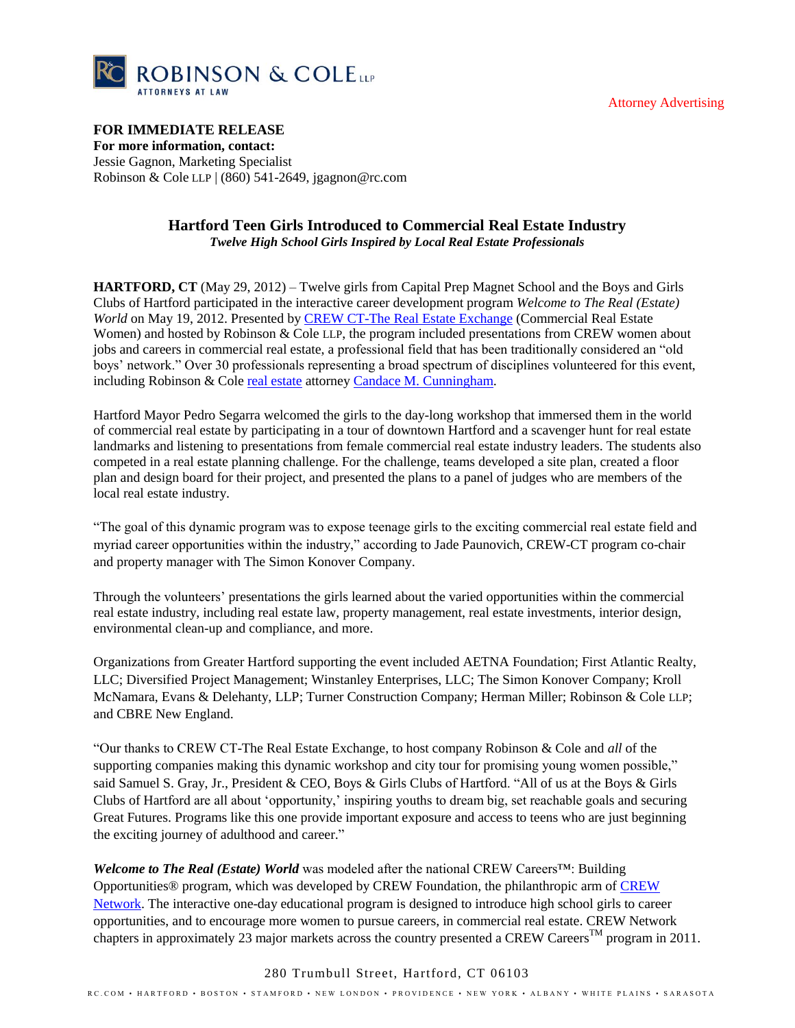ROBINSON & COLE LLP
ATTORNEYS AT LAW

Attorney Advertising

**FOR IMMEDIATE RELEASE**
**For more information, contact:**
Jessie Gagnon, Marketing Specialist
Robinson & Cole LLP | (860) 541-2649, jgagnon@rc.com

## Hartford Teen Girls Introduced to Commercial Real Estate Industry

***Twelve High School Girls Inspired by Local Real Estate Professionals***

**HARTFORD, CT** (May 29, 2012) – Twelve girls from Capital Prep Magnet School and the Boys and Girls Clubs of Hartford participated in the interactive career development program *Welcome to The Real (Estate) World* on May 19, 2012. Presented by CREW CT-The Real Estate Exchange (Commercial Real Estate Women) and hosted by Robinson & Cole LLP, the program included presentations from CREW women about jobs and careers in commercial real estate, a professional field that has been traditionally considered an "old boys' network." Over 30 professionals representing a broad spectrum of disciplines volunteered for this event, including Robinson & Cole real estate attorney Candace M. Cunningham.

Hartford Mayor Pedro Segarra welcomed the girls to the day-long workshop that immersed them in the world of commercial real estate by participating in a tour of downtown Hartford and a scavenger hunt for real estate landmarks and listening to presentations from female commercial real estate industry leaders. The students also competed in a real estate planning challenge. For the challenge, teams developed a site plan, created a floor plan and design board for their project, and presented the plans to a panel of judges who are members of the local real estate industry.

"The goal of this dynamic program was to expose teenage girls to the exciting commercial real estate field and myriad career opportunities within the industry," according to Jade Paunovich, CREW-CT program co-chair and property manager with The Simon Konover Company.

Through the volunteers' presentations the girls learned about the varied opportunities within the commercial real estate industry, including real estate law, property management, real estate investments, interior design, environmental clean-up and compliance, and more.

Organizations from Greater Hartford supporting the event included AETNA Foundation; First Atlantic Realty, LLC; Diversified Project Management; Winstanley Enterprises, LLC; The Simon Konover Company; Kroll McNamara, Evans & Delehanty, LLP; Turner Construction Company; Herman Miller; Robinson & Cole LLP; and CBRE New England.

"Our thanks to CREW CT-The Real Estate Exchange, to host company Robinson & Cole and *all* of the supporting companies making this dynamic workshop and city tour for promising young women possible," said Samuel S. Gray, Jr., President & CEO, Boys & Girls Clubs of Hartford. "All of us at the Boys & Girls Clubs of Hartford are all about 'opportunity,' inspiring youths to dream big, set reachable goals and securing Great Futures. Programs like this one provide important exposure and access to teens who are just beginning the exciting journey of adulthood and career."

***Welcome to The Real (Estate) World*** was modeled after the national CREW Careers™: Building Opportunities® program, which was developed by CREW Foundation, the philanthropic arm of CREW Network. The interactive one-day educational program is designed to introduce high school girls to career opportunities, and to encourage more women to pursue careers, in commercial real estate. CREW Network chapters in approximately 23 major markets across the country presented a CREW Careers™ program in 2011.

280 Trumbull Street, Hartford, CT 06103

RC.COM • HARTFORD • BOSTON • STAMFORD • NEW LONDON • PROVIDENCE • NEW YORK • ALBANY • WHITE PLAINS • SARASOTA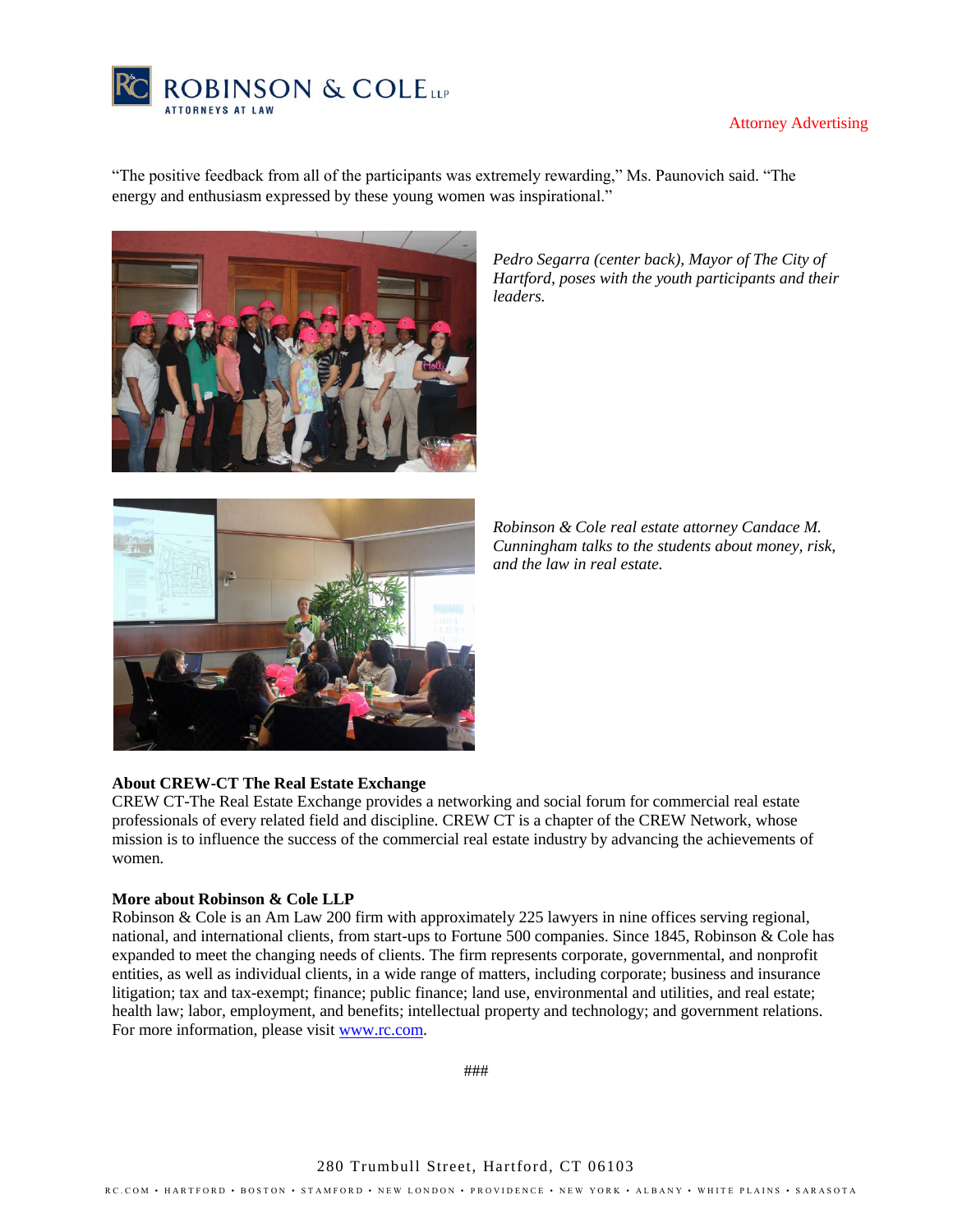"The positive feedback from all of the participants was extremely rewarding," Ms. Paunovich said. "The energy and enthusiasm expressed by these young women was inspirational."

*Pedro Segarra (center back), Mayor of The City of Hartford, poses with the youth participants and their leaders.*

*Robinson & Cole real estate attorney Candace M. Cunningham talks to the students about money, risk, and the law in real estate.*

**About CREW-CT The Real Estate Exchange**

CREW CT-The Real Estate Exchange provides a networking and social forum for commercial real estate professionals of every related field and discipline. CREW CT is a chapter of the CREW Network, whose mission is to influence the success of the commercial real estate industry by advancing the achievements of women.

**More about Robinson & Cole LLP**

Robinson & Cole is an Am Law 200 firm with approximately 225 lawyers in nine offices serving regional, national, and international clients, from start-ups to Fortune 500 companies. Since 1845, Robinson & Cole has expanded to meet the changing needs of clients. The firm represents corporate, governmental, and nonprofit entities, as well as individual clients, in a wide range of matters, including corporate; business and insurance litigation; tax and tax-exempt; finance; public finance; land use, environmental and utilities, and real estate; health law; labor, employment, and benefits; intellectual property and technology; and government relations. For more information, please visit [www.rc.com](http://www.rc.com).

###